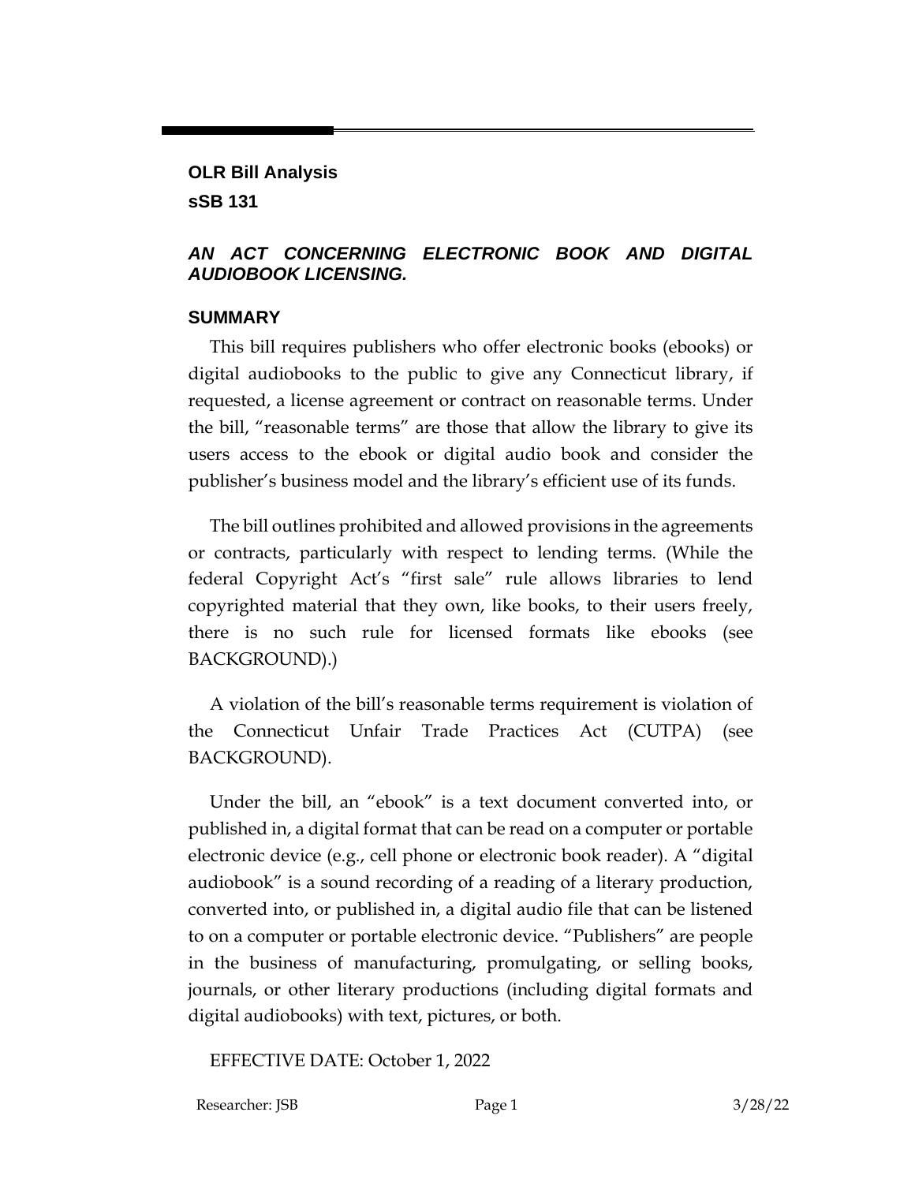## OLR Bill Analysis

## sSB 131

### *AN ACT CONCERNING ELECTRONIC BOOK AND DIGITAL AUDIOBOOK LICENSING.*

### SUMMARY

This bill requires publishers who offer electronic books (ebooks) or digital audiobooks to the public to give any Connecticut library, if requested, a license agreement or contract on reasonable terms. Under the bill, "reasonable terms" are those that allow the library to give its users access to the ebook or digital audio book and consider the publisher's business model and the library's efficient use of its funds.

The bill outlines prohibited and allowed provisions in the agreements or contracts, particularly with respect to lending terms. (While the federal Copyright Act's "first sale" rule allows libraries to lend copyrighted material that they own, like books, to their users freely, there is no such rule for licensed formats like ebooks (see BACKGROUND).)

A violation of the bill's reasonable terms requirement is violation of the Connecticut Unfair Trade Practices Act (CUTPA) (see BACKGROUND).

Under the bill, an "ebook" is a text document converted into, or published in, a digital format that can be read on a computer or portable electronic device (e.g., cell phone or electronic book reader). A "digital audiobook" is a sound recording of a reading of a literary production, converted into, or published in, a digital audio file that can be listened to on a computer or portable electronic device. "Publishers" are people in the business of manufacturing, promulgating, or selling books, journals, or other literary productions (including digital formats and digital audiobooks) with text, pictures, or both.

EFFECTIVE DATE: October 1, 2022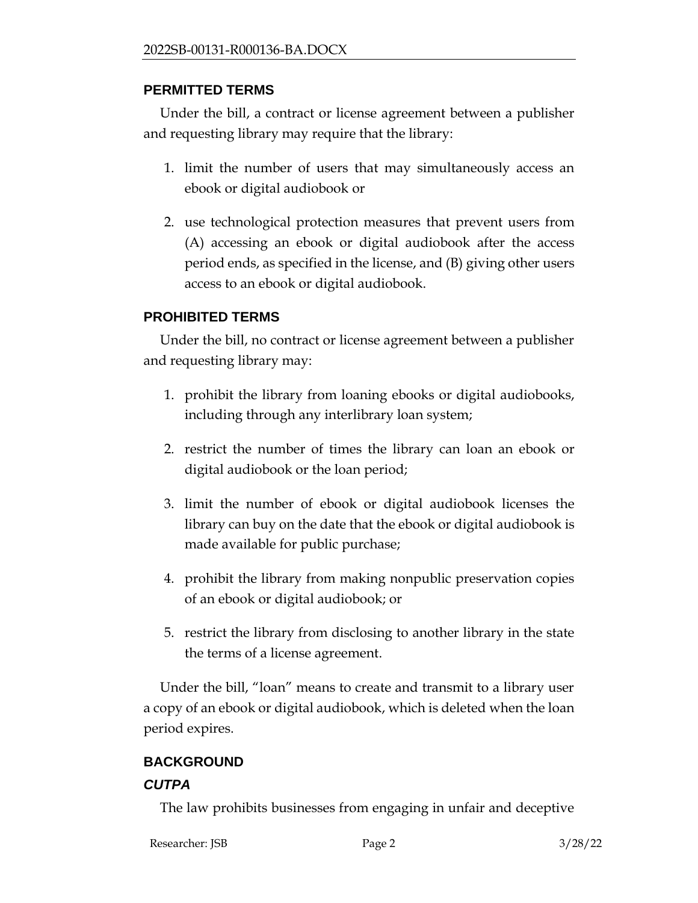## PERMITTED TERMS

Under the bill, a contract or license agreement between a publisher and requesting library may require that the library:

1. limit the number of users that may simultaneously access an ebook or digital audiobook or
2. use technological protection measures that prevent users from (A) accessing an ebook or digital audiobook after the access period ends, as specified in the license, and (B) giving other users access to an ebook or digital audiobook.

## PROHIBITED TERMS

Under the bill, no contract or license agreement between a publisher and requesting library may:

1. prohibit the library from loaning ebooks or digital audiobooks, including through any interlibrary loan system;
2. restrict the number of times the library can loan an ebook or digital audiobook or the loan period;
3. limit the number of ebook or digital audiobook licenses the library can buy on the date that the ebook or digital audiobook is made available for public purchase;
4. prohibit the library from making nonpublic preservation copies of an ebook or digital audiobook; or
5. restrict the library from disclosing to another library in the state the terms of a license agreement.

Under the bill, "loan" means to create and transmit to a library user a copy of an ebook or digital audiobook, which is deleted when the loan period expires.

## BACKGROUND

### *CUTPA*

The law prohibits businesses from engaging in unfair and deceptive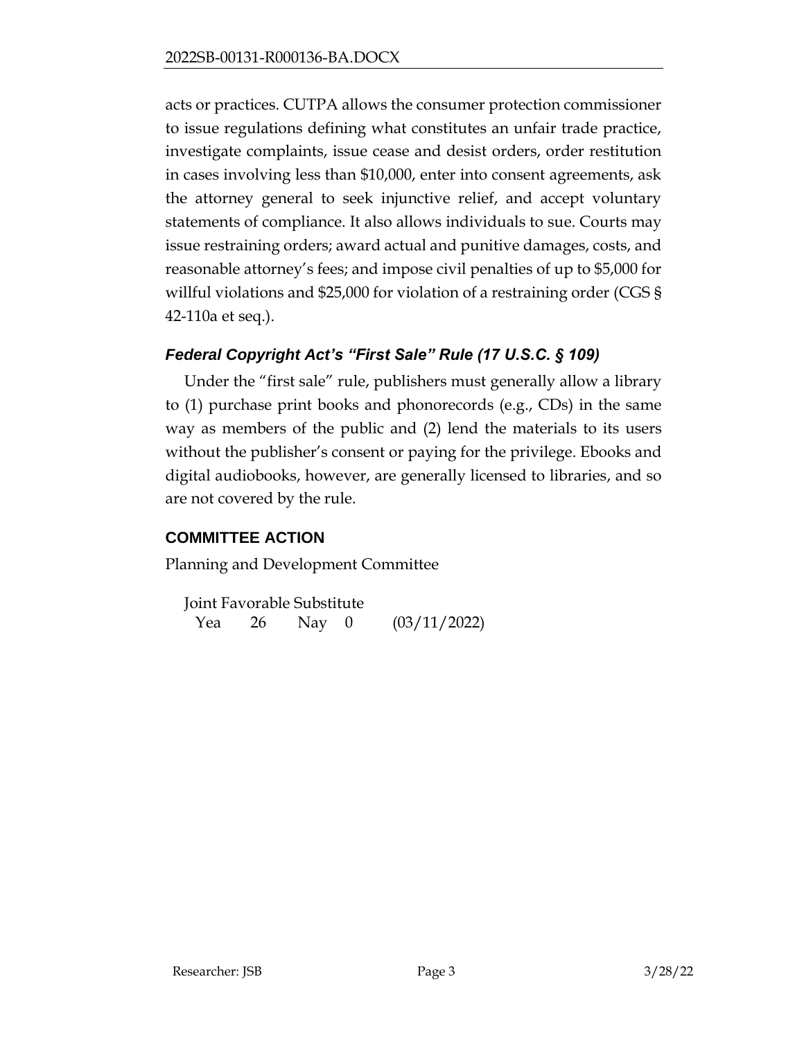acts or practices. CUTPA allows the consumer protection commissioner to issue regulations defining what constitutes an unfair trade practice, investigate complaints, issue cease and desist orders, order restitution in cases involving less than $10,000, enter into consent agreements, ask the attorney general to seek injunctive relief, and accept voluntary statements of compliance. It also allows individuals to sue. Courts may issue restraining orders; award actual and punitive damages, costs, and reasonable attorney's fees; and impose civil penalties of up to $5,000 for willful violations and $25,000 for violation of a restraining order (CGS § 42-110a et seq.).

### *Federal Copyright Act's "First Sale" Rule (17 U.S.C. § 109)*

Under the "first sale" rule, publishers must generally allow a library to (1) purchase print books and phonorecords (e.g., CDs) in the same way as members of the public and (2) lend the materials to its users without the publisher's consent or paying for the privilege. Ebooks and digital audiobooks, however, are generally licensed to libraries, and so are not covered by the rule.

## COMMITTEE ACTION

Planning and Development Committee

| | | | | |
|---|---|---|---|---|
| Joint Favorable Substitute | | | | |
| Yea | 26 | Nay | 0 | (03/11/2022) |